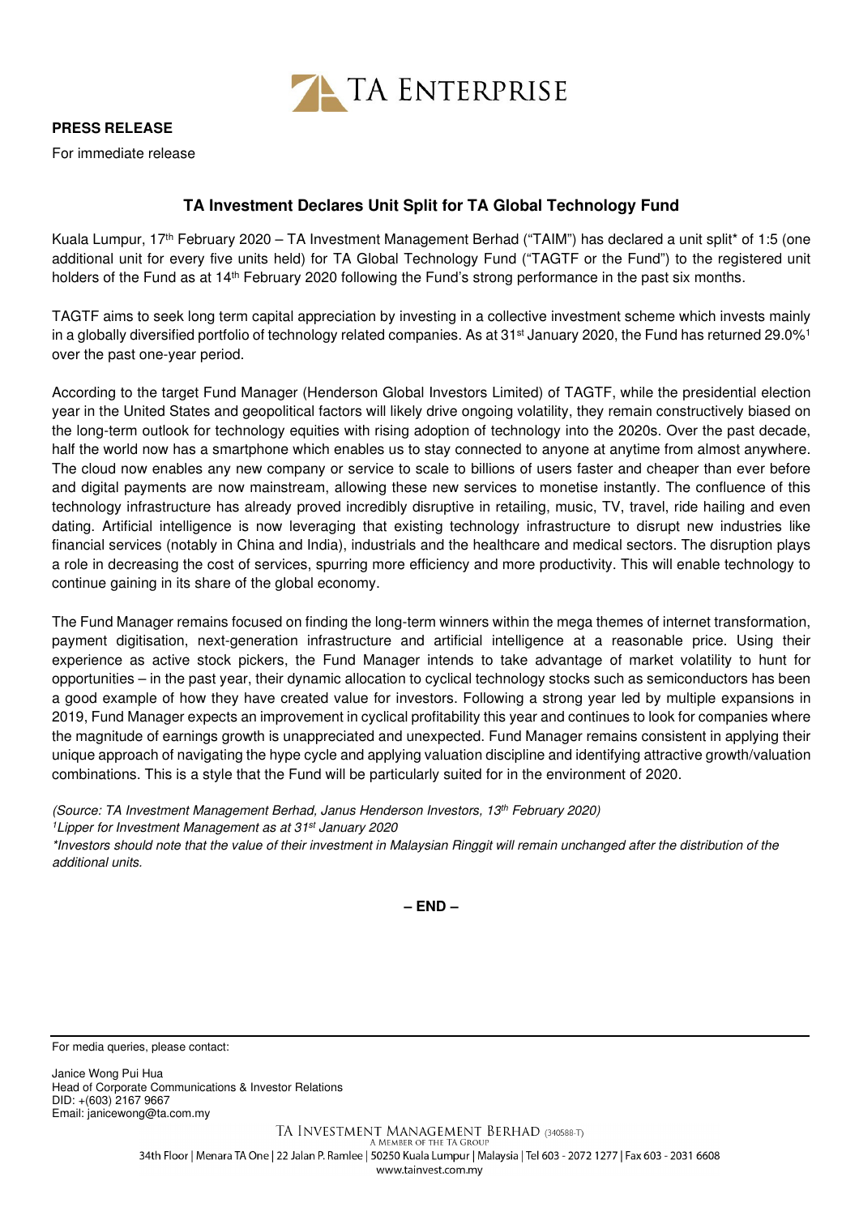TA ENTERPRISE

**PRESS RELEASE**

For immediate release

## TA Investment Declares Unit Split for TA Global Technology Fund

Kuala Lumpur, 17th February 2020 – TA Investment Management Berhad ("TAIM") has declared a unit split* of 1:5 (one additional unit for every five units held) for TA Global Technology Fund ("TAGTF or the Fund") to the registered unit holders of the Fund as at 14th February 2020 following the Fund's strong performance in the past six months.

TAGTF aims to seek long term capital appreciation by investing in a collective investment scheme which invests mainly in a globally diversified portfolio of technology related companies. As at 31st January 2020, the Fund has returned 29.0%[1] over the past one-year period.

According to the target Fund Manager (Henderson Global Investors Limited) of TAGTF, while the presidential election year in the United States and geopolitical factors will likely drive ongoing volatility, they remain constructively biased on the long-term outlook for technology equities with rising adoption of technology into the 2020s. Over the past decade, half the world now has a smartphone which enables us to stay connected to anyone at anytime from almost anywhere. The cloud now enables any new company or service to scale to billions of users faster and cheaper than ever before and digital payments are now mainstream, allowing these new services to monetise instantly. The confluence of this technology infrastructure has already proved incredibly disruptive in retailing, music, TV, travel, ride hailing and even dating. Artificial intelligence is now leveraging that existing technology infrastructure to disrupt new industries like financial services (notably in China and India), industrials and the healthcare and medical sectors. The disruption plays a role in decreasing the cost of services, spurring more efficiency and more productivity. This will enable technology to continue gaining in its share of the global economy.

The Fund Manager remains focused on finding the long-term winners within the mega themes of internet transformation, payment digitisation, next-generation infrastructure and artificial intelligence at a reasonable price. Using their experience as active stock pickers, the Fund Manager intends to take advantage of market volatility to hunt for opportunities – in the past year, their dynamic allocation to cyclical technology stocks such as semiconductors has been a good example of how they have created value for investors. Following a strong year led by multiple expansions in 2019, Fund Manager expects an improvement in cyclical profitability this year and continues to look for companies where the magnitude of earnings growth is unappreciated and unexpected. Fund Manager remains consistent in applying their unique approach of navigating the hype cycle and applying valuation discipline and identifying attractive growth/valuation combinations. This is a style that the Fund will be particularly suited for in the environment of 2020.

*(Source: TA Investment Management Berhad, Janus Henderson Investors, 13th February 2020)*

*[1]Lipper for Investment Management as at 31st January 2020*

*\*Investors should note that the value of their investment in Malaysian Ringgit will remain unchanged after the distribution of the additional units.*

**– END –**

---

For media queries, please contact:

Janice Wong Pui Hua
Head of Corporate Communications & Investor Relations
DID: +(603) 2167 9667
Email: janicewong@ta.com.my

TA INVESTMENT MANAGEMENT BERHAD (340588-T)
A MEMBER OF THE TA GROUP
34th Floor | Menara TA One | 22 Jalan P. Ramlee | 50250 Kuala Lumpur | Malaysia | Tel 603 - 2072 1277 | Fax 603 - 2031 6608
www.tainvest.com.my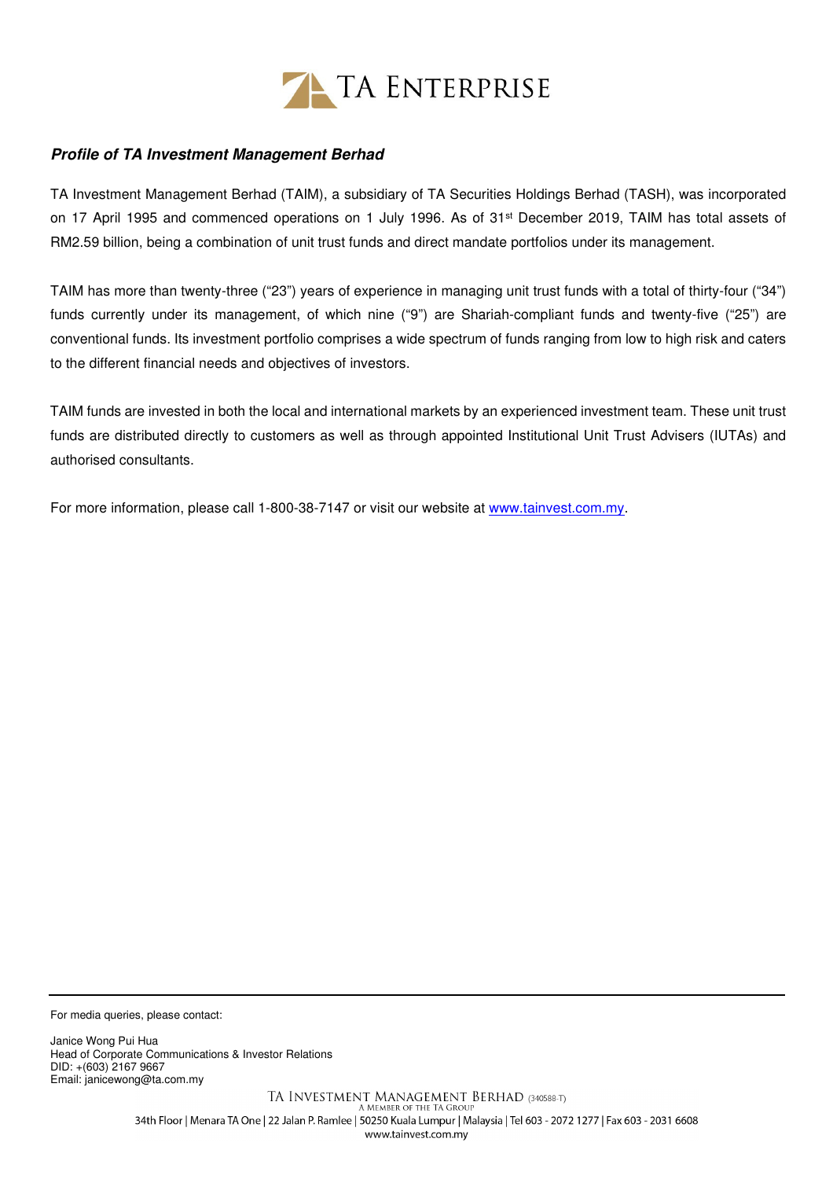### ***Profile of TA Investment Management Berhad***

TA Investment Management Berhad (TAIM), a subsidiary of TA Securities Holdings Berhad (TASH), was incorporated on 17 April 1995 and commenced operations on 1 July 1996. As of 31st December 2019, TAIM has total assets of RM2.59 billion, being a combination of unit trust funds and direct mandate portfolios under its management.

TAIM has more than twenty-three ("23") years of experience in managing unit trust funds with a total of thirty-four ("34") funds currently under its management, of which nine ("9") are Shariah-compliant funds and twenty-five ("25") are conventional funds. Its investment portfolio comprises a wide spectrum of funds ranging from low to high risk and caters to the different financial needs and objectives of investors.

TAIM funds are invested in both the local and international markets by an experienced investment team. These unit trust funds are distributed directly to customers as well as through appointed Institutional Unit Trust Advisers (IUTAs) and authorised consultants.

For more information, please call 1-800-38-7147 or visit our website at www.tainvest.com.my.

---

For media queries, please contact:

Janice Wong Pui Hua
Head of Corporate Communications & Investor Relations
DID: +(603) 2167 9667
Email: janicewong@ta.com.my